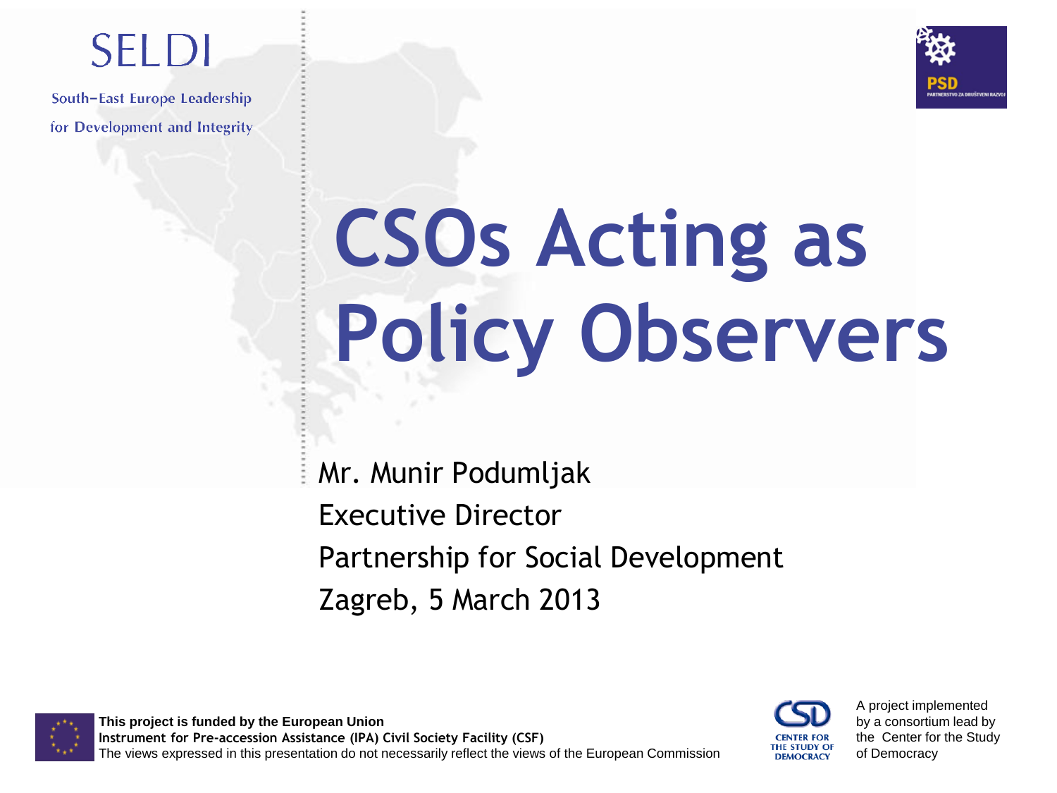SELDI

South–East Europe Leadership for Development and Integrity

# CSOs Acting as Policy Observers

Mr. Munir Podumljak
Executive Director
Partnership for Social Development
Zagreb, 5 March 2013

**This project is funded by the European Union**
**Instrument for Pre-accession Assistance (IPA) Civil Society Facility (CSF)**
The views expressed in this presentation do not necessarily reflect the views of the European Commission

A project implemented by a consortium lead by the Center for the Study of Democracy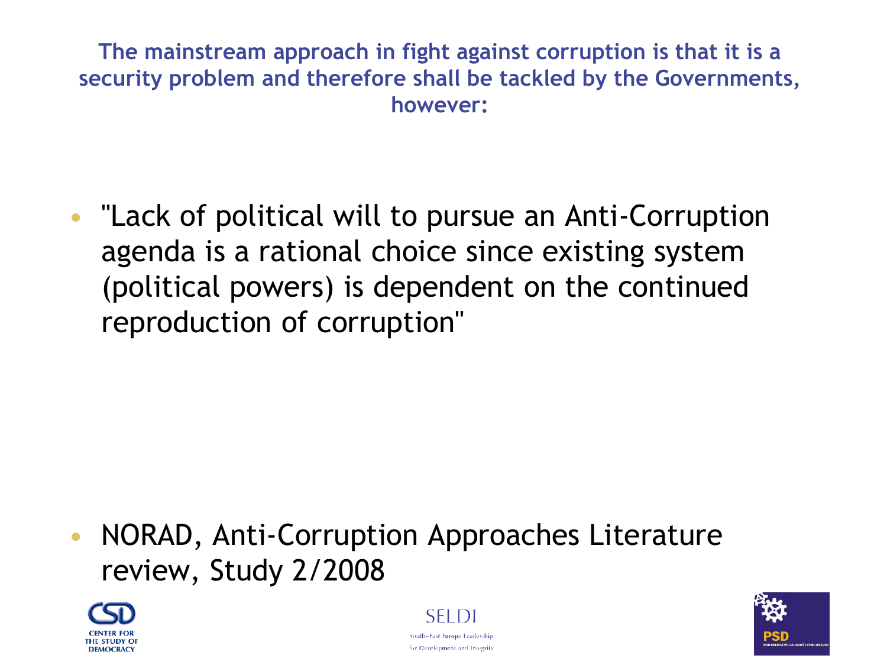**The mainstream approach in fight against corruption is that it is a security problem and therefore shall be tackled by the Governments, however:**

- "Lack of political will to pursue an Anti-Corruption agenda is a rational choice since existing system (political powers) is dependent on the continued reproduction of corruption"

- NORAD, Anti-Corruption Approaches Literature review, Study 2/2008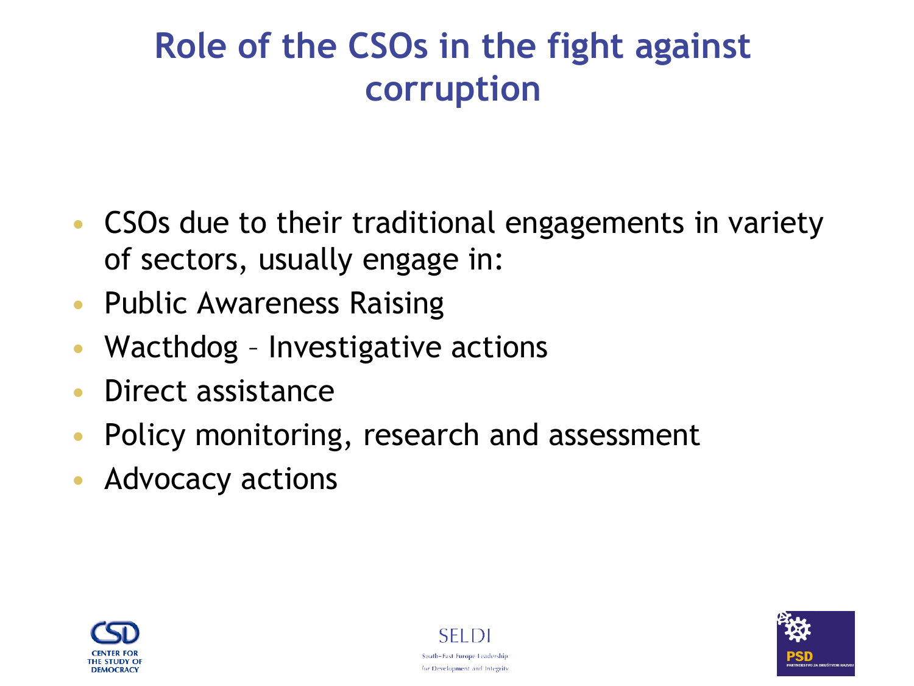# Role of the CSOs in the fight against corruption

- CSOs due to their traditional engagements in variety of sectors, usually engage in:
- Public Awareness Raising
- Wacthdog – Investigative actions
- Direct assistance
- Policy monitoring, research and assessment
- Advocacy actions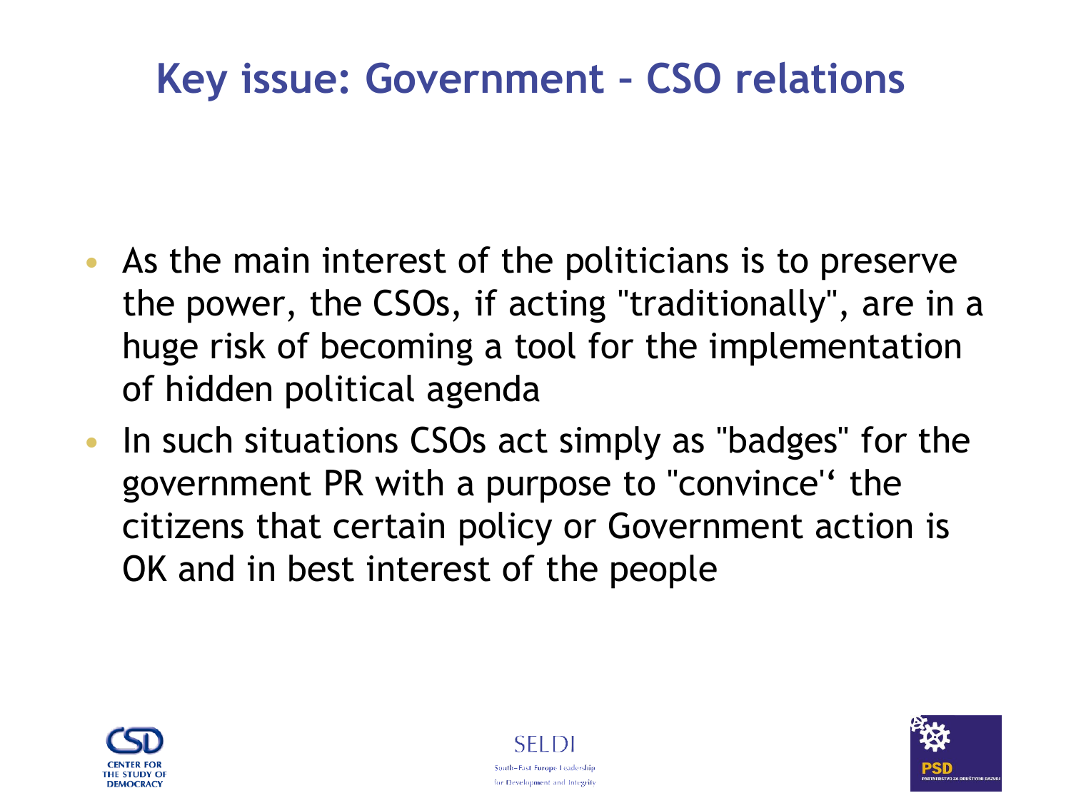# Key issue: Government – CSO relations

- As the main interest of the politicians is to preserve the power, the CSOs, if acting "traditionally", are in a huge risk of becoming a tool for the implementation of hidden political agenda
- In such situations CSOs act simply as "badges" for the government PR with a purpose to "convince'‘ the citizens that certain policy or Government action is OK and in best interest of the people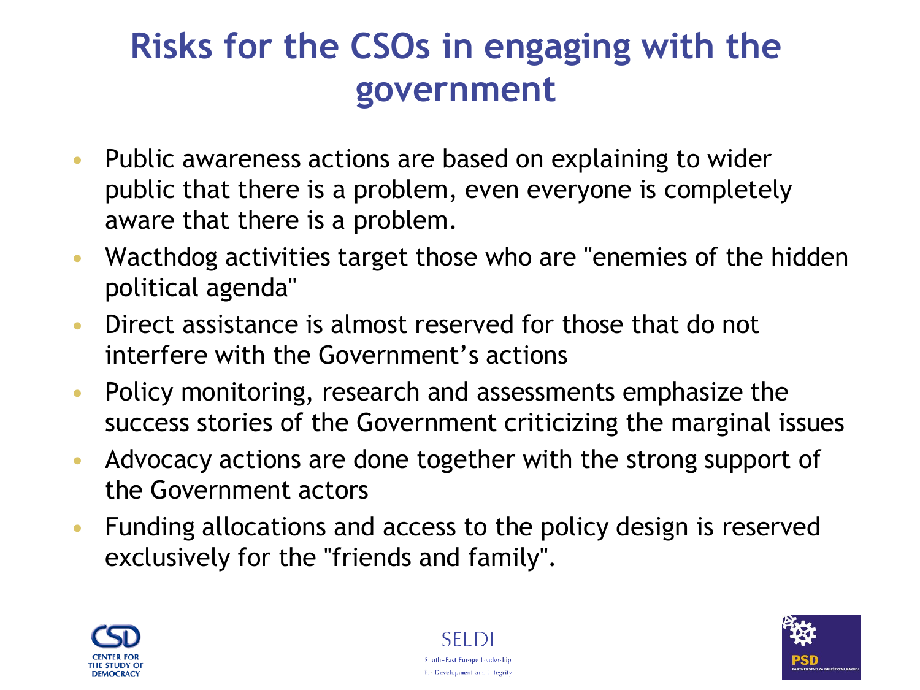# Risks for the CSOs in engaging with the government

- Public awareness actions are based on explaining to wider public that there is a problem, even everyone is completely aware that there is a problem.
- Wacthdog activities target those who are "enemies of the hidden political agenda"
- Direct assistance is almost reserved for those that do not interfere with the Government's actions
- Policy monitoring, research and assessments emphasize the success stories of the Government criticizing the marginal issues
- Advocacy actions are done together with the strong support of the Government actors
- Funding allocations and access to the policy design is reserved exclusively for the "friends and family".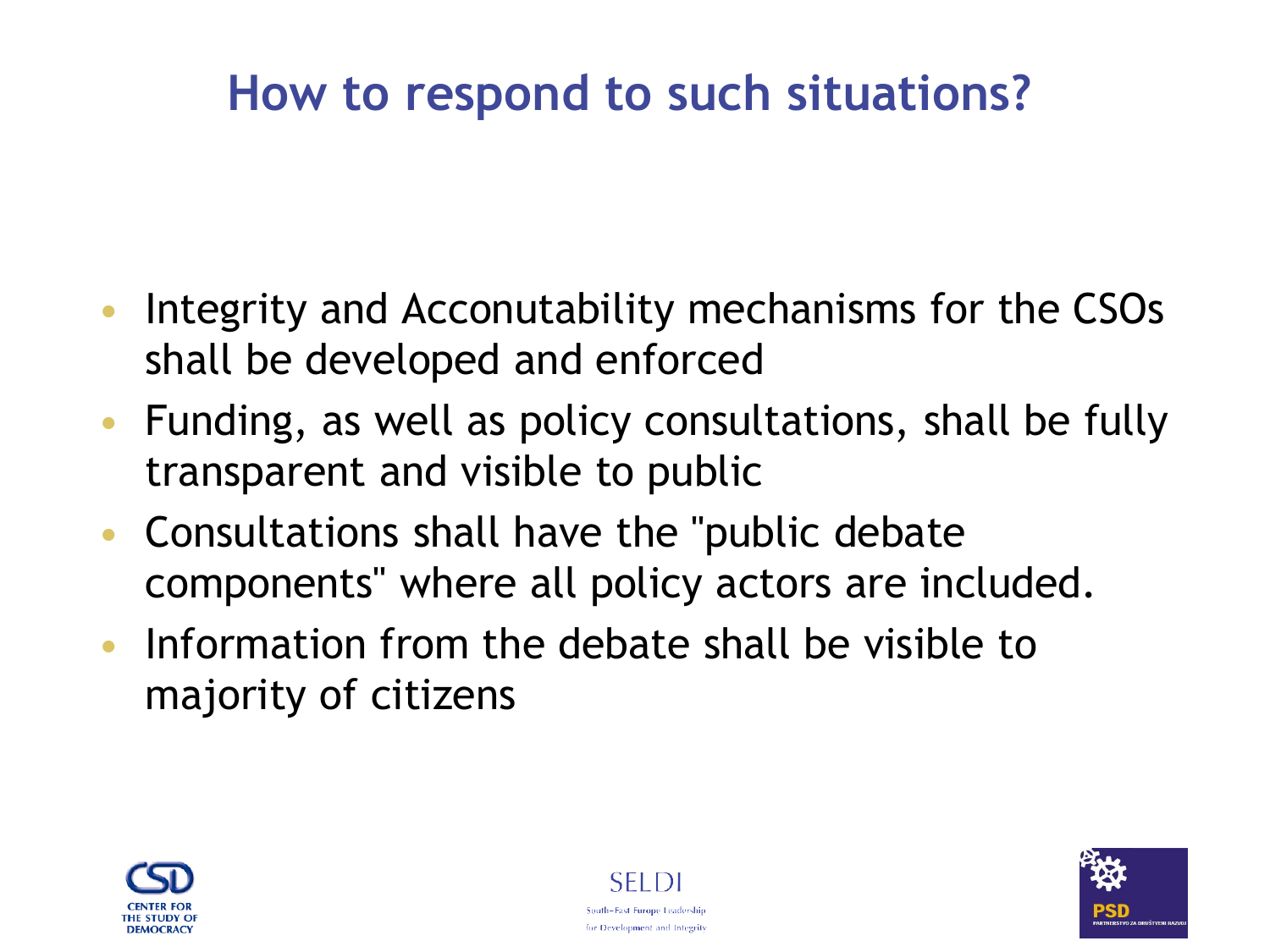# How to respond to such situations?

- Integrity and Acconutability mechanisms for the CSOs shall be developed and enforced
- Funding, as well as policy consultations, shall be fully transparent and visible to public
- Consultations shall have the "public debate components" where all policy actors are included.
- Information from the debate shall be visible to majority of citizens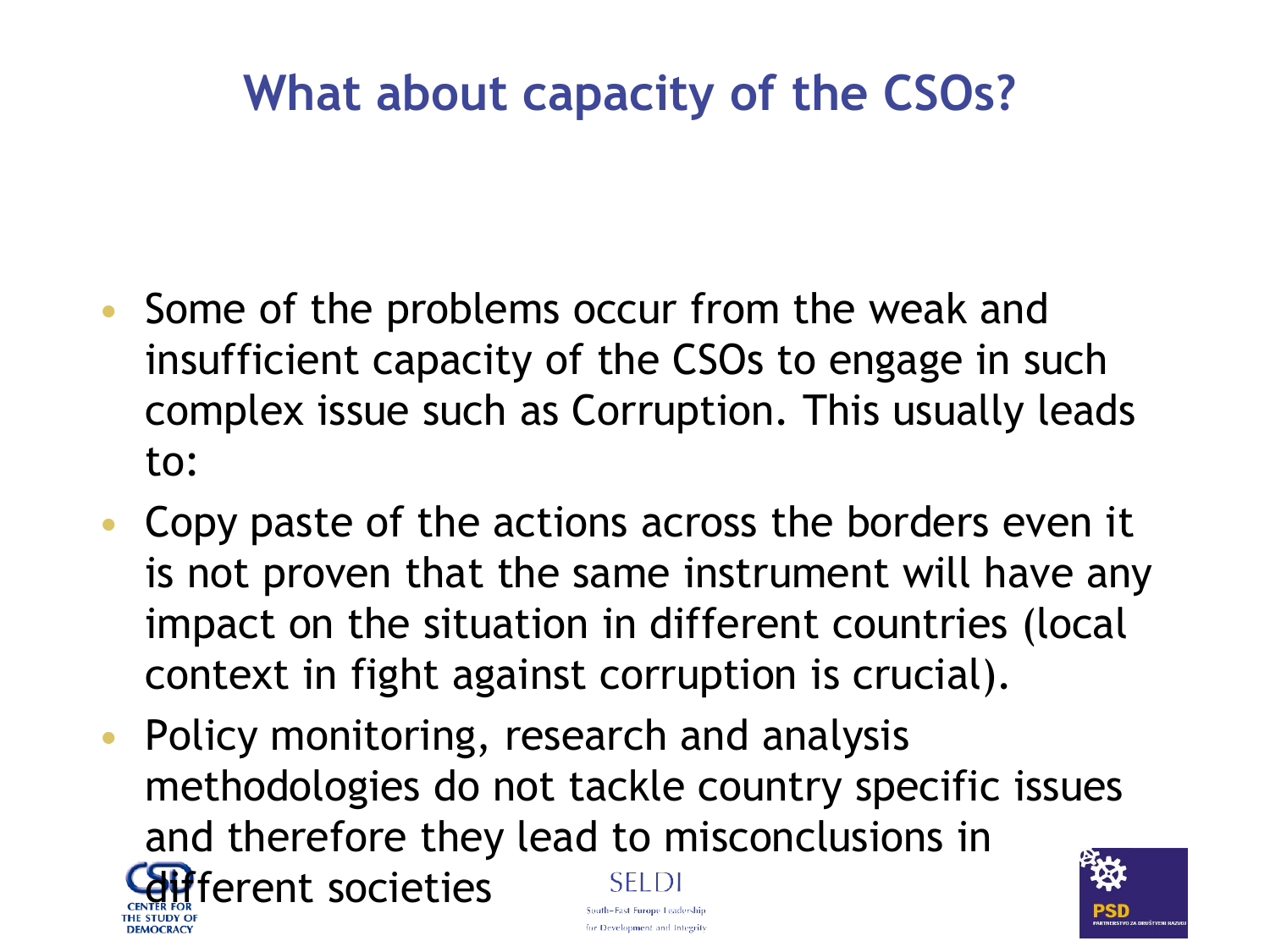# What about capacity of the CSOs?

- Some of the problems occur from the weak and insufficient capacity of the CSOs to engage in such complex issue such as Corruption. This usually leads to:
- Copy paste of the actions across the borders even it is not proven that the same instrument will have any impact on the situation in different countries (local context in fight against corruption is crucial).
- Policy monitoring, research and analysis methodologies do not tackle country specific issues and therefore they lead to misconclusions in different societies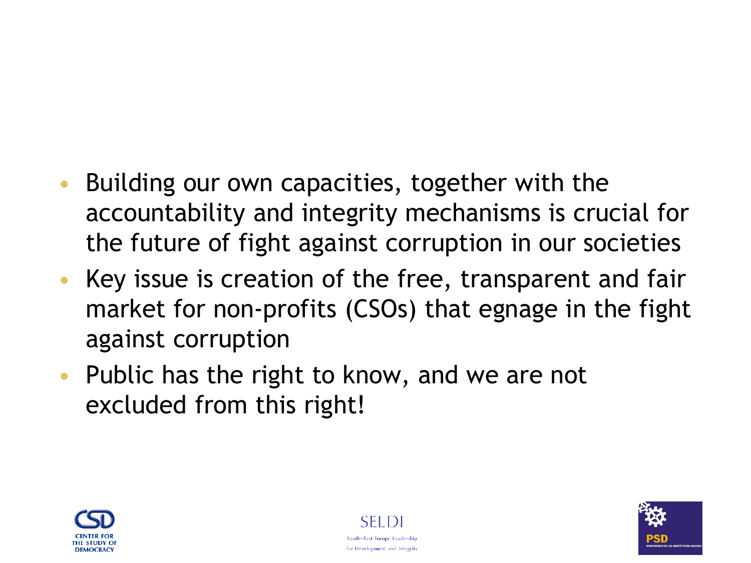- Building our own capacities, together with the accountability and integrity mechanisms is crucial for the future of fight against corruption in our societies
- Key issue is creation of the free, transparent and fair market for non-profits (CSOs) that egnage in the fight against corruption
- Public has the right to know, and we are not excluded from this right!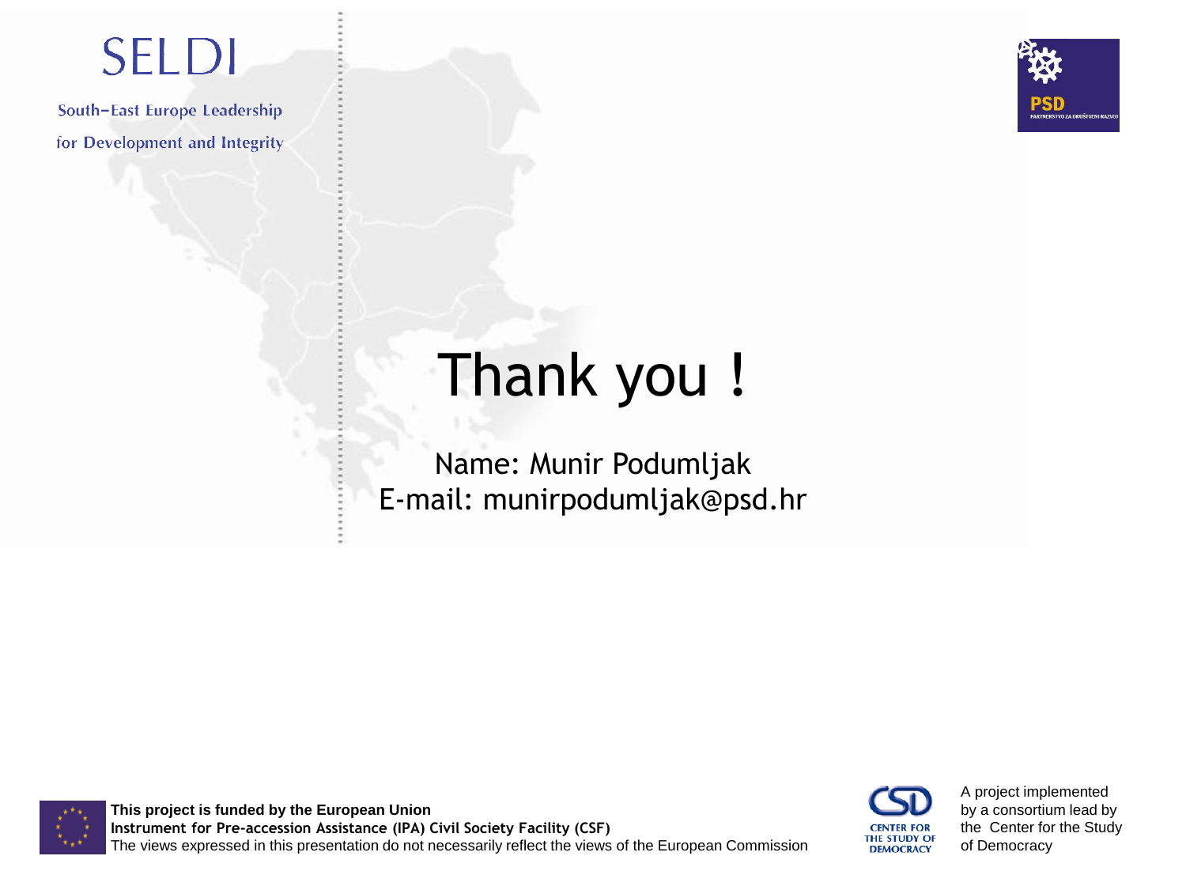SELDI

South–East Europe Leadership for Development and Integrity

PSD

PARTNERSTVO ZA DRUŠTVENI RAZVOJ

# Thank you !

Name: Munir Podumljak
E-mail: munirpodumljak@psd.hr

**This project is funded by the European Union**
**Instrument for Pre-accession Assistance (IPA) Civil Society Facility (CSF)**
The views expressed in this presentation do not necessarily reflect the views of the European Commission

CSD CENTER FOR THE STUDY OF DEMOCRACY

A project implemented by a consortium lead by the Center for the Study of Democracy